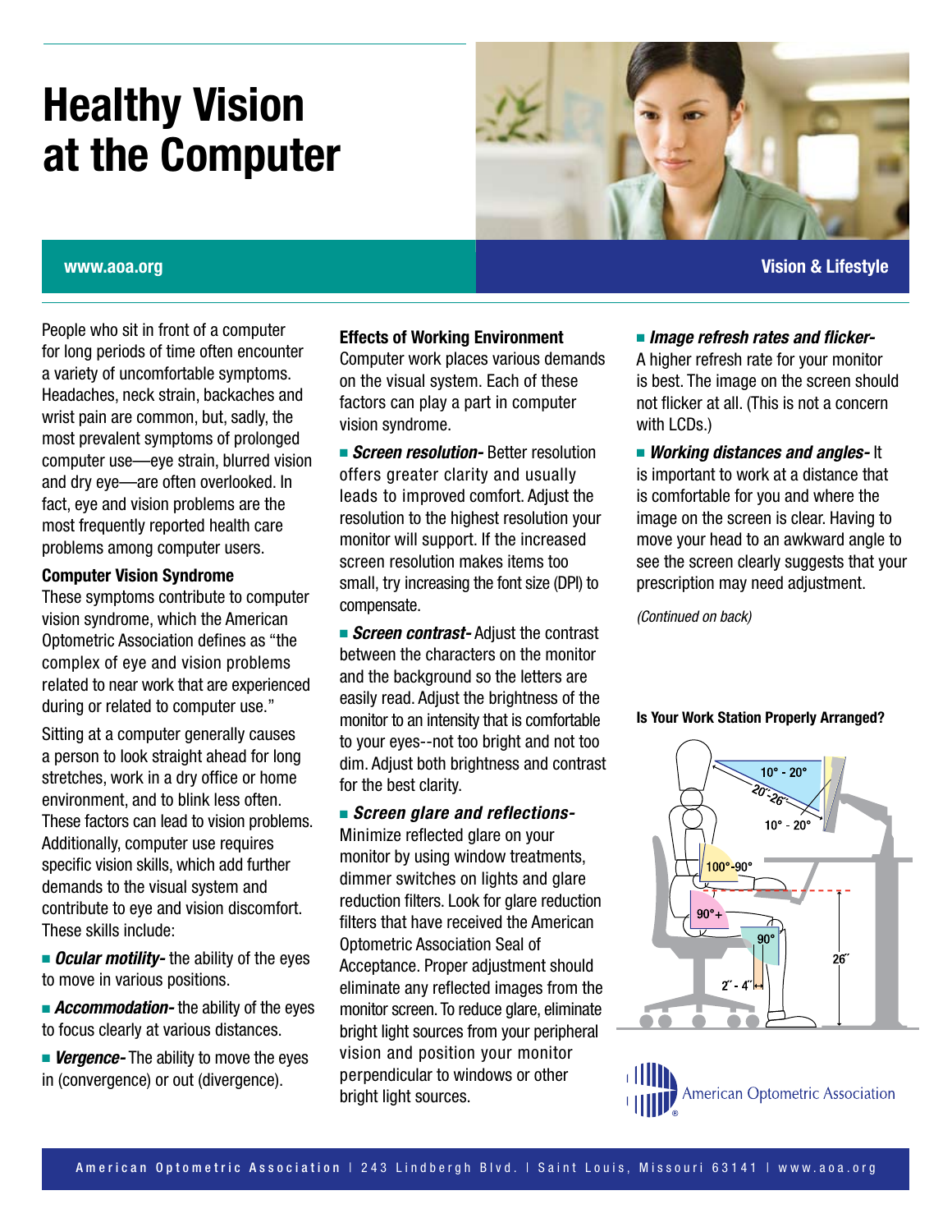# Healthy Vision at the Computer

www.aoa.org

Vision & Lifestyle

People who sit in front of a computer for long periods of time often encounter a variety of uncomfortable symptoms. Headaches, neck strain, backaches and wrist pain are common, but, sadly, the most prevalent symptoms of prolonged computer use—eye strain, blurred vision and dry eye—are often overlooked. In fact, eye and vision problems are the most frequently reported health care problems among computer users.

### Computer Vision Syndrome

These symptoms contribute to computer vision syndrome, which the American Optometric Association defines as "the complex of eye and vision problems related to near work that are experienced during or related to computer use."

Sitting at a computer generally causes a person to look straight ahead for long stretches, work in a dry office or home environment, and to blink less often. These factors can lead to vision problems. Additionally, computer use requires specific vision skills, which add further demands to the visual system and contribute to eye and vision discomfort. These skills include:

- ***Ocular motility-*** the ability of the eyes to move in various positions.
- ***Accommodation-*** the ability of the eyes to focus clearly at various distances.
- ***Vergence-*** The ability to move the eyes in (convergence) or out (divergence).

### Effects of Working Environment

Computer work places various demands on the visual system. Each of these factors can play a part in computer vision syndrome.

- ***Screen resolution-*** Better resolution offers greater clarity and usually leads to improved comfort. Adjust the resolution to the highest resolution your monitor will support. If the increased screen resolution makes items too small, try increasing the font size (DPI) to compensate.
- ***Screen contrast-*** Adjust the contrast between the characters on the monitor and the background so the letters are easily read. Adjust the brightness of the monitor to an intensity that is comfortable to your eyes--not too bright and not too dim. Adjust both brightness and contrast for the best clarity.
- ***Screen glare and reflections-*** Minimize reflected glare on your monitor by using window treatments, dimmer switches on lights and glare reduction filters. Look for glare reduction filters that have received the American Optometric Association Seal of Acceptance. Proper adjustment should eliminate any reflected images from the monitor screen. To reduce glare, eliminate bright light sources from your peripheral vision and position your monitor perpendicular to windows or other bright light sources.
- ***Image refresh rates and flicker-*** A higher refresh rate for your monitor is best. The image on the screen should not flicker at all. (This is not a concern with LCDs.)
- ***Working distances and angles-*** It is important to work at a distance that is comfortable for you and where the image on the screen is clear. Having to move your head to an awkward angle to see the screen clearly suggests that your prescription may need adjustment.

*(Continued on back)*

**Is Your Work Station Properly Arranged?**

10° - 20°
20˝-26˝
10° - 20°
100°-90°
90°+
90°
26˝
2˝ - 4˝

American Optometric Association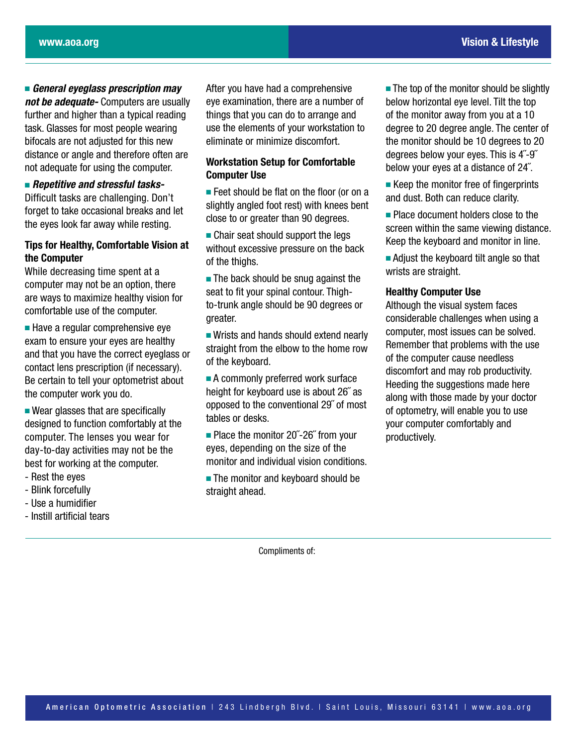- ***General eyeglass prescription may not be adequate-*** Computers are usually further and higher than a typical reading task. Glasses for most people wearing bifocals are not adjusted for this new distance or angle and therefore often are not adequate for using the computer.
- ***Repetitive and stressful tasks-*** Difficult tasks are challenging. Don't forget to take occasional breaks and let the eyes look far away while resting.

### Tips for Healthy, Comfortable Vision at the Computer

While decreasing time spent at a computer may not be an option, there are ways to maximize healthy vision for comfortable use of the computer.

- Have a regular comprehensive eye exam to ensure your eyes are healthy and that you have the correct eyeglass or contact lens prescription (if necessary). Be certain to tell your optometrist about the computer work you do.
- Wear glasses that are specifically designed to function comfortably at the computer. The lenses you wear for day-to-day activities may not be the best for working at the computer.

- Rest the eyes
- Blink forcefully
- Use a humidifier
- Instill artificial tears

After you have had a comprehensive eye examination, there are a number of things that you can do to arrange and use the elements of your workstation to eliminate or minimize discomfort.

### Workstation Setup for Comfortable Computer Use

- Feet should be flat on the floor (or on a slightly angled foot rest) with knees bent close to or greater than 90 degrees.
- Chair seat should support the legs without excessive pressure on the back of the thighs.
- The back should be snug against the seat to fit your spinal contour. Thigh-to-trunk angle should be 90 degrees or greater.
- Wrists and hands should extend nearly straight from the elbow to the home row of the keyboard.
- A commonly preferred work surface height for keyboard use is about 26˝ as opposed to the conventional 29˝ of most tables or desks.
- Place the monitor 20˝-26˝ from your eyes, depending on the size of the monitor and individual vision conditions.
- The monitor and keyboard should be straight ahead.
- The top of the monitor should be slightly below horizontal eye level. Tilt the top of the monitor away from you at a 10 degree to 20 degree angle. The center of the monitor should be 10 degrees to 20 degrees below your eyes. This is 4˝-9˝ below your eyes at a distance of 24˝.
- Keep the monitor free of fingerprints and dust. Both can reduce clarity.
- Place document holders close to the screen within the same viewing distance. Keep the keyboard and monitor in line.
- Adjust the keyboard tilt angle so that wrists are straight.

### Healthy Computer Use

Although the visual system faces considerable challenges when using a computer, most issues can be solved. Remember that problems with the use of the computer cause needless discomfort and may rob productivity. Heeding the suggestions made here along with those made by your doctor of optometry, will enable you to use your computer comfortably and productively.

Compliments of:

American Optometric Association | 243 Lindbergh Blvd. | Saint Louis, Missouri 63141 | www.aoa.org